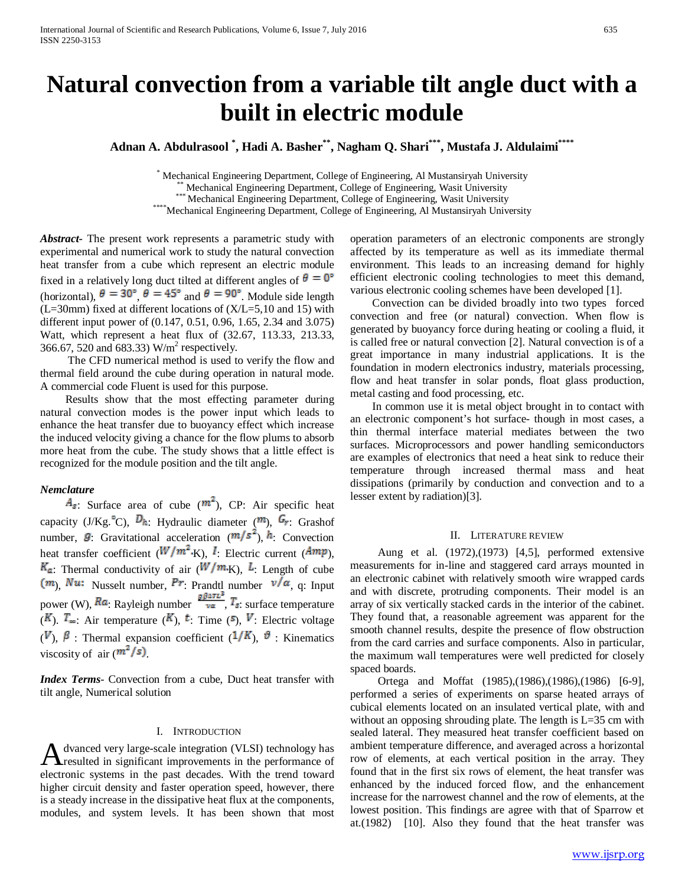# Natural convection from a variable tilt angle duct with a built in electric module

**Adnan A. Abdulrasool [\*], Hadi A. Basher[\*\*], Nagham Q. Shari[\*\*\*], Mustafa J. Aldulaimi[\*\*\*\*]**

[\*] Mechanical Engineering Department, College of Engineering, Al Mustansiryah University
[\*\*] Mechanical Engineering Department, College of Engineering, Wasit University
[\*\*\*] Mechanical Engineering Department, College of Engineering, Wasit University
[\*\*\*\*] Mechanical Engineering Department, College of Engineering, Al Mustansiryah University

***Abstract***- The present work represents a parametric study with experimental and numerical work to study the natural convection heat transfer from a cube which represent an electric module fixed in a relatively long duct tilted at different angles of $\theta = 0°$ (horizontal), $\theta = 30°$, $\theta = 45°$ and $\theta = 90°$. Module side length (L=30mm) fixed at different locations of (X/L=5,10 and 15) with different input power of (0.147, 0.51, 0.96, 1.65, 2.34 and 3.075) Watt, which represent a heat flux of (32.67, 113.33, 213.33, 366.67, 520 and 683.33) W/m$^2$ respectively.

The CFD numerical method is used to verify the flow and thermal field around the cube during operation in natural mode. A commercial code Fluent is used for this purpose.

Results show that the most effecting parameter during natural convection modes is the power input which leads to enhance the heat transfer due to buoyancy effect which increase the induced velocity giving a chance for the flow plums to absorb more heat from the cube. The study shows that a little effect is recognized for the module position and the tilt angle.

***Nemclature***

$A_s$: Surface area of cube ($m^2$), CP: Air specific heat capacity (J/Kg.°C), $D_h$: Hydraulic diameter ($m$), $G_r$: Grashof number, $g$: Gravitational acceleration ($m/s^2$), $h$: Convection heat transfer coefficient ($W/m^2$.K), $I$: Electric current ($Amp$), $K_a$: Thermal conductivity of air ($W/m$.K), $L$: Length of cube ($m$), $Nu$: Nusselt number, $Pr$: Prandtl number $v/\alpha$, q: Input power (W), $Ra$: Rayleigh number $\frac{g\beta\Delta TL^3}{v\alpha}$, $T_s$: surface temperature ($K$). $T_\infty$: Air temperature ($K$), $t$: Time ($s$), $V$: Electric voltage ($V$), $\beta$ : Thermal expansion coefficient ($1/K$), $\vartheta$ : Kinematics viscosity of air ($m^2/s$).

***Index Terms***- Convection from a cube, Duct heat transfer with tilt angle, Numerical solution

## I. Introduction

Advanced very large-scale integration (VLSI) technology has resulted in significant improvements in the performance of electronic systems in the past decades. With the trend toward higher circuit density and faster operation speed, however, there is a steady increase in the dissipative heat flux at the components, modules, and system levels. It has been shown that most operation parameters of an electronic components are strongly affected by its temperature as well as its immediate thermal environment. This leads to an increasing demand for highly efficient electronic cooling technologies to meet this demand, various electronic cooling schemes have been developed [1].

Convection can be divided broadly into two types forced convection and free (or natural) convection. When flow is generated by buoyancy force during heating or cooling a fluid, it is called free or natural convection [2]. Natural convection is of a great importance in many industrial applications. It is the foundation in modern electronics industry, materials processing, flow and heat transfer in solar ponds, float glass production, metal casting and food processing, etc.

In common use it is metal object brought in to contact with an electronic component's hot surface- though in most cases, a thin thermal interface material mediates between the two surfaces. Microprocessors and power handling semiconductors are examples of electronics that need a heat sink to reduce their temperature through increased thermal mass and heat dissipations (primarily by conduction and convection and to a lesser extent by radiation)[3].

## II. Literature review

Aung et al. (1972),(1973) [4,5], performed extensive measurements for in-line and staggered card arrays mounted in an electronic cabinet with relatively smooth wire wrapped cards and with discrete, protruding components. Their model is an array of six vertically stacked cards in the interior of the cabinet. They found that, a reasonable agreement was apparent for the smooth channel results, despite the presence of flow obstruction from the card carries and surface components. Also in particular, the maximum wall temperatures were well predicted for closely spaced boards.

Ortega and Moffat (1985),(1986),(1986),(1986) [6-9], performed a series of experiments on sparse heated arrays of cubical elements located on an insulated vertical plate, with and without an opposing shrouding plate. The length is L=35 cm with sealed lateral. They measured heat transfer coefficient based on ambient temperature difference, and averaged across a horizontal row of elements, at each vertical position in the array. They found that in the first six rows of element, the heat transfer was enhanced by the induced forced flow, and the enhancement increase for the narrowest channel and the row of elements, at the lowest position. This findings are agree with that of Sparrow et at.(1982) [10]. Also they found that the heat transfer was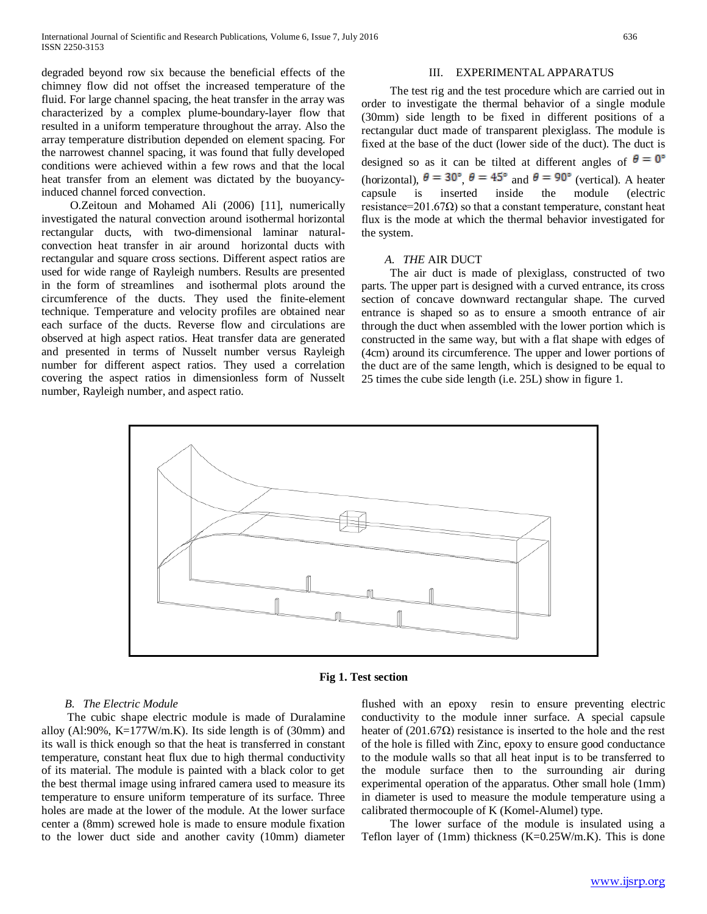degraded beyond row six because the beneficial effects of the chimney flow did not offset the increased temperature of the fluid. For large channel spacing, the heat transfer in the array was characterized by a complex plume-boundary-layer flow that resulted in a uniform temperature throughout the array. Also the array temperature distribution depended on element spacing. For the narrowest channel spacing, it was found that fully developed conditions were achieved within a few rows and that the local heat transfer from an element was dictated by the buoyancy-induced channel forced convection.

O.Zeitoun and Mohamed Ali (2006) [11], numerically investigated the natural convection around isothermal horizontal rectangular ducts, with two-dimensional laminar natural-convection heat transfer in air around horizontal ducts with rectangular and square cross sections. Different aspect ratios are used for wide range of Rayleigh numbers. Results are presented in the form of streamlines and isothermal plots around the circumference of the ducts. They used the finite-element technique. Temperature and velocity profiles are obtained near each surface of the ducts. Reverse flow and circulations are observed at high aspect ratios. Heat transfer data are generated and presented in terms of Nusselt number versus Rayleigh number for different aspect ratios. They used a correlation covering the aspect ratios in dimensionless form of Nusselt number, Rayleigh number, and aspect ratio.

## III. EXPERIMENTAL APPARATUS

The test rig and the test procedure which are carried out in order to investigate the thermal behavior of a single module (30mm) side length to be fixed in different positions of a rectangular duct made of transparent plexiglass. The module is fixed at the base of the duct (lower side of the duct). The duct is designed so as it can be tilted at different angles of $\theta = 0°$ (horizontal), $\theta = 30°$, $\theta = 45°$ and $\theta = 90°$ (vertical). A heater capsule is inserted inside the module (electric resistance=201.67Ω) so that a constant temperature, constant heat flux is the mode at which the thermal behavior investigated for the system.

### *A. THE* AIR DUCT

The air duct is made of plexiglass, constructed of two parts. The upper part is designed with a curved entrance, its cross section of concave downward rectangular shape. The curved entrance is shaped so as to ensure a smooth entrance of air through the duct when assembled with the lower portion which is constructed in the same way, but with a flat shape with edges of (4cm) around its circumference. The upper and lower portions of the duct are of the same length, which is designed to be equal to 25 times the cube side length (i.e. 25L) show in figure 1.

**Fig 1. Test section**

### *B. The Electric Module*

The cubic shape electric module is made of Duralamine alloy (Al:90%, K=177W/m.K). Its side length is of (30mm) and its wall is thick enough so that the heat is transferred in constant temperature, constant heat flux due to high thermal conductivity of its material. The module is painted with a black color to get the best thermal image using infrared camera used to measure its temperature to ensure uniform temperature of its surface. Three holes are made at the lower of the module. At the lower surface center a (8mm) screwed hole is made to ensure module fixation to the lower duct side and another cavity (10mm) diameter flushed with an epoxy resin to ensure preventing electric conductivity to the module inner surface. A special capsule heater of (201.67Ω) resistance is inserted to the hole and the rest of the hole is filled with Zinc, epoxy to ensure good conductance to the module walls so that all heat input is to be transferred to the module surface then to the surrounding air during experimental operation of the apparatus. Other small hole (1mm) in diameter is used to measure the module temperature using a calibrated thermocouple of K (Komel-Alumel) type.

The lower surface of the module is insulated using a Teflon layer of (1mm) thickness (K=0.25W/m.K). This is done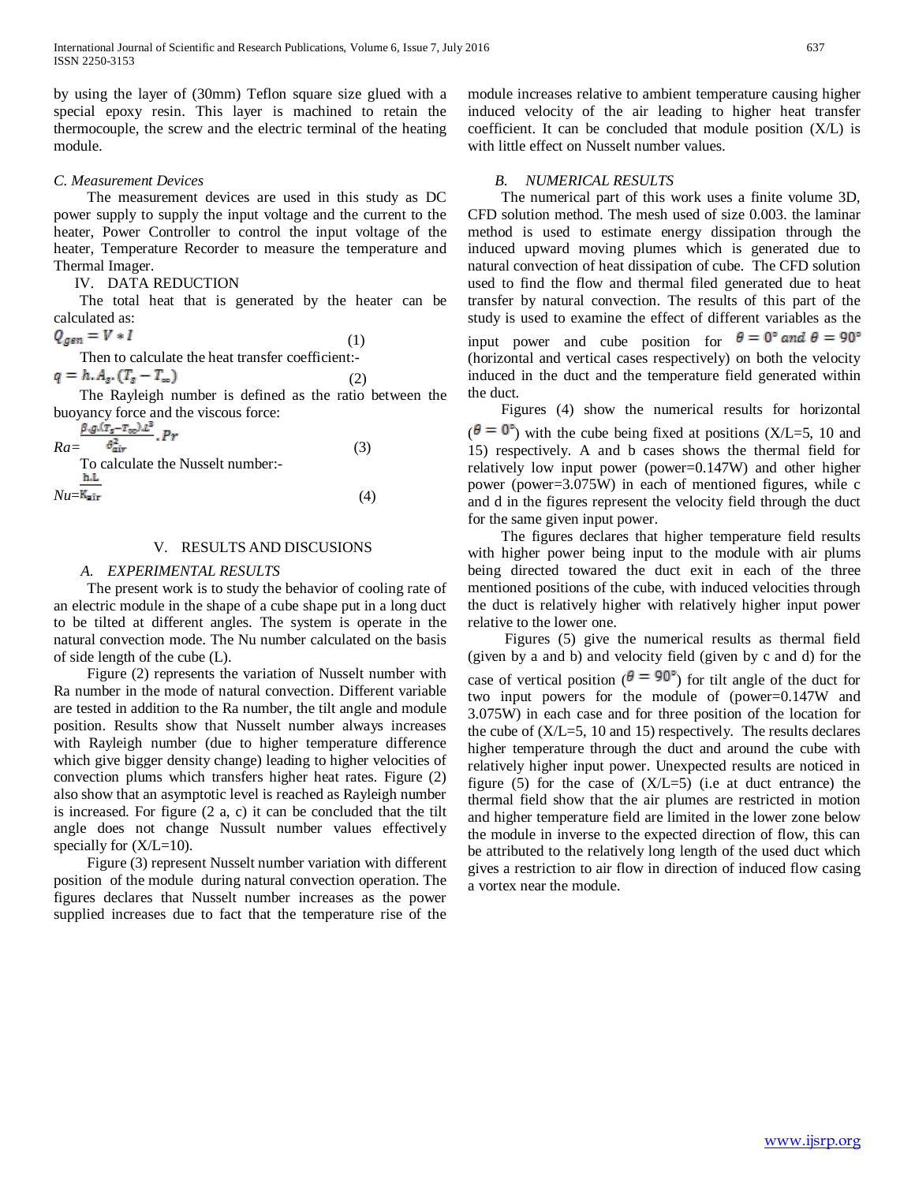by using the layer of (30mm) Teflon square size glued with a special epoxy resin. This layer is machined to retain the thermocouple, the screw and the electric terminal of the heating module.

### C. Measurement Devices

The measurement devices are used in this study as DC power supply to supply the input voltage and the current to the heater, Power Controller to control the input voltage of the heater, Temperature Recorder to measure the temperature and Thermal Imager.

## IV. DATA REDUCTION

The total heat that is generated by the heater can be calculated as:

$$Q_{gen} = V * I \tag{1}$$

Then to calculate the heat transfer coefficient:-

$$q = h.A_s.(T_s - T_\infty) \tag{2}$$

The Rayleigh number is defined as the ratio between the buoyancy force and the viscous force:

$$Ra = \frac{\beta.g.(T_s - T_\infty).L^3}{\vartheta_{air}^2}.Pr \tag{3}$$

To calculate the Nusselt number:-

$$Nu = \frac{h.L}{K_{air}} \tag{4}$$

## V. RESULTS AND DISCUSIONS

### A. EXPERIMENTAL RESULTS

The present work is to study the behavior of cooling rate of an electric module in the shape of a cube shape put in a long duct to be tilted at different angles. The system is operate in the natural convection mode. The Nu number calculated on the basis of side length of the cube (L).

Figure (2) represents the variation of Nusselt number with Ra number in the mode of natural convection. Different variable are tested in addition to the Ra number, the tilt angle and module position. Results show that Nusselt number always increases with Rayleigh number (due to higher temperature difference which give bigger density change) leading to higher velocities of convection plums which transfers higher heat rates. Figure (2) also show that an asymptotic level is reached as Rayleigh number is increased. For figure (2 a, c) it can be concluded that the tilt angle does not change Nussult number values effectively specially for (X/L=10).

Figure (3) represent Nusselt number variation with different position of the module during natural convection operation. The figures declares that Nusselt number increases as the power supplied increases due to fact that the temperature rise of the module increases relative to ambient temperature causing higher induced velocity of the air leading to higher heat transfer coefficient. It can be concluded that module position (X/L) is with little effect on Nusselt number values.

### B. NUMERICAL RESULTS

The numerical part of this work uses a finite volume 3D, CFD solution method. The mesh used of size 0.003. the laminar method is used to estimate energy dissipation through the induced upward moving plumes which is generated due to natural convection of heat dissipation of cube. The CFD solution used to find the flow and thermal filed generated due to heat transfer by natural convection. The results of this part of the study is used to examine the effect of different variables as the input power and cube position for $\theta = 0°$ and $\theta = 90°$ (horizontal and vertical cases respectively) on both the velocity induced in the duct and the temperature field generated within the duct.

Figures (4) show the numerical results for horizontal ($\theta = 0°$) with the cube being fixed at positions (X/L=5, 10 and 15) respectively. A and b cases shows the thermal field for relatively low input power (power=0.147W) and other higher power (power=3.075W) in each of mentioned figures, while c and d in the figures represent the velocity field through the duct for the same given input power.

The figures declares that higher temperature field results with higher power being input to the module with air plums being directed towared the duct exit in each of the three mentioned positions of the cube, with induced velocities through the duct is relatively higher with relatively higher input power relative to the lower one.

Figures (5) give the numerical results as thermal field (given by a and b) and velocity field (given by c and d) for the case of vertical position ($\theta = 90°$) for tilt angle of the duct for two input powers for the module of (power=0.147W and 3.075W) in each case and for three position of the location for the cube of (X/L=5, 10 and 15) respectively. The results declares higher temperature through the duct and around the cube with relatively higher input power. Unexpected results are noticed in figure (5) for the case of (X/L=5) (i.e at duct entrance) the thermal field show that the air plumes are restricted in motion and higher temperature field are limited in the lower zone below the module in inverse to the expected direction of flow, this can be attributed to the relatively long length of the used duct which gives a restriction to air flow in direction of induced flow casing a vortex near the module.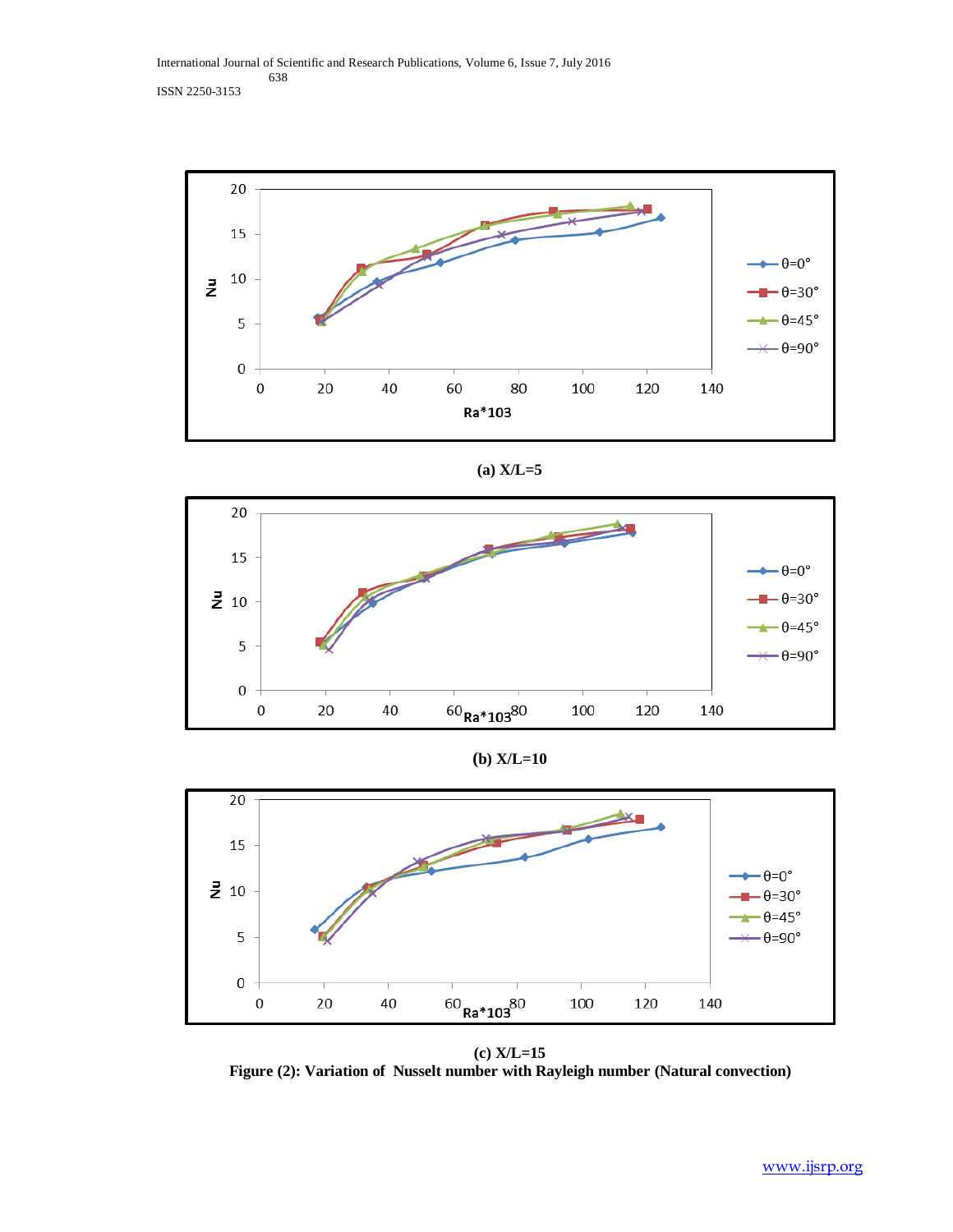(a) X/L=5

(b) X/L=10

(c) X/L=15

**Figure (2): Variation of Nusselt number with Rayleigh number (Natural convection)**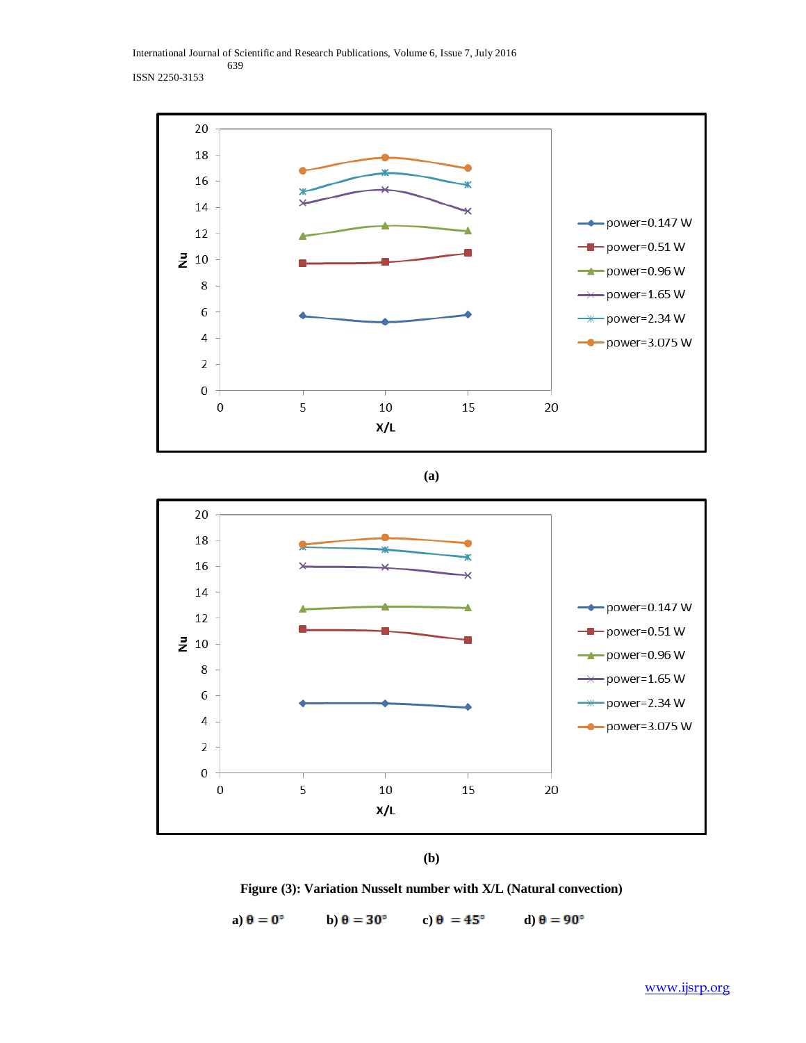(a)

(b)

**Figure (3): Variation Nusselt number with X/L (Natural convection)**

**a) $\theta = 0^\circ$ b) $\theta = 30^\circ$ c) $\theta = 45^\circ$ d) $\theta = 90^\circ$**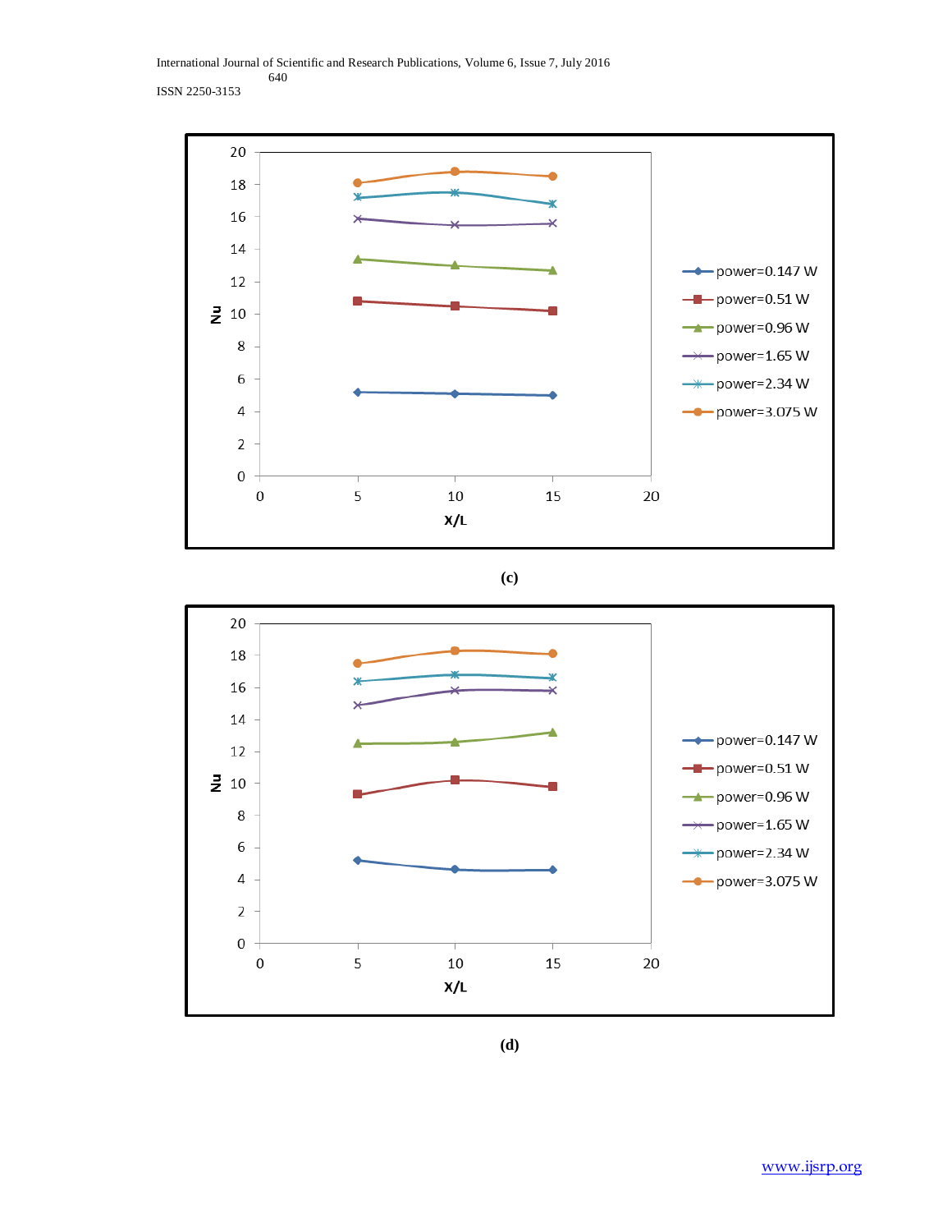**(c)**

**(d)**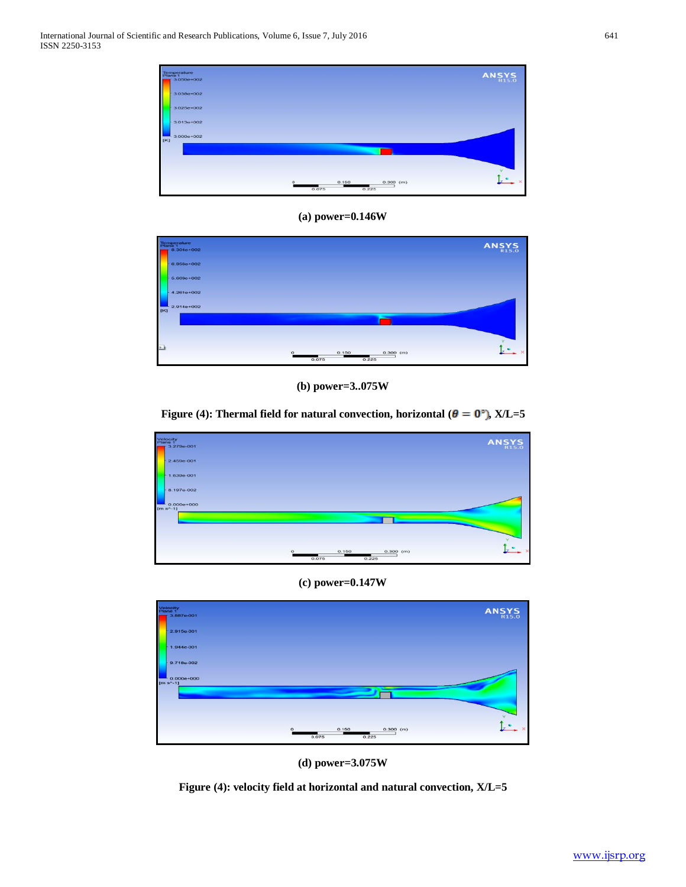**(a) power=0.146W**

**(b) power=3..075W**

**Figure (4): Thermal field for natural convection, horizontal ($\theta = 0°$), X/L=5**

**(c) power=0.147W**

**(d) power=3.075W**

**Figure (4): velocity field at horizontal and natural convection, X/L=5**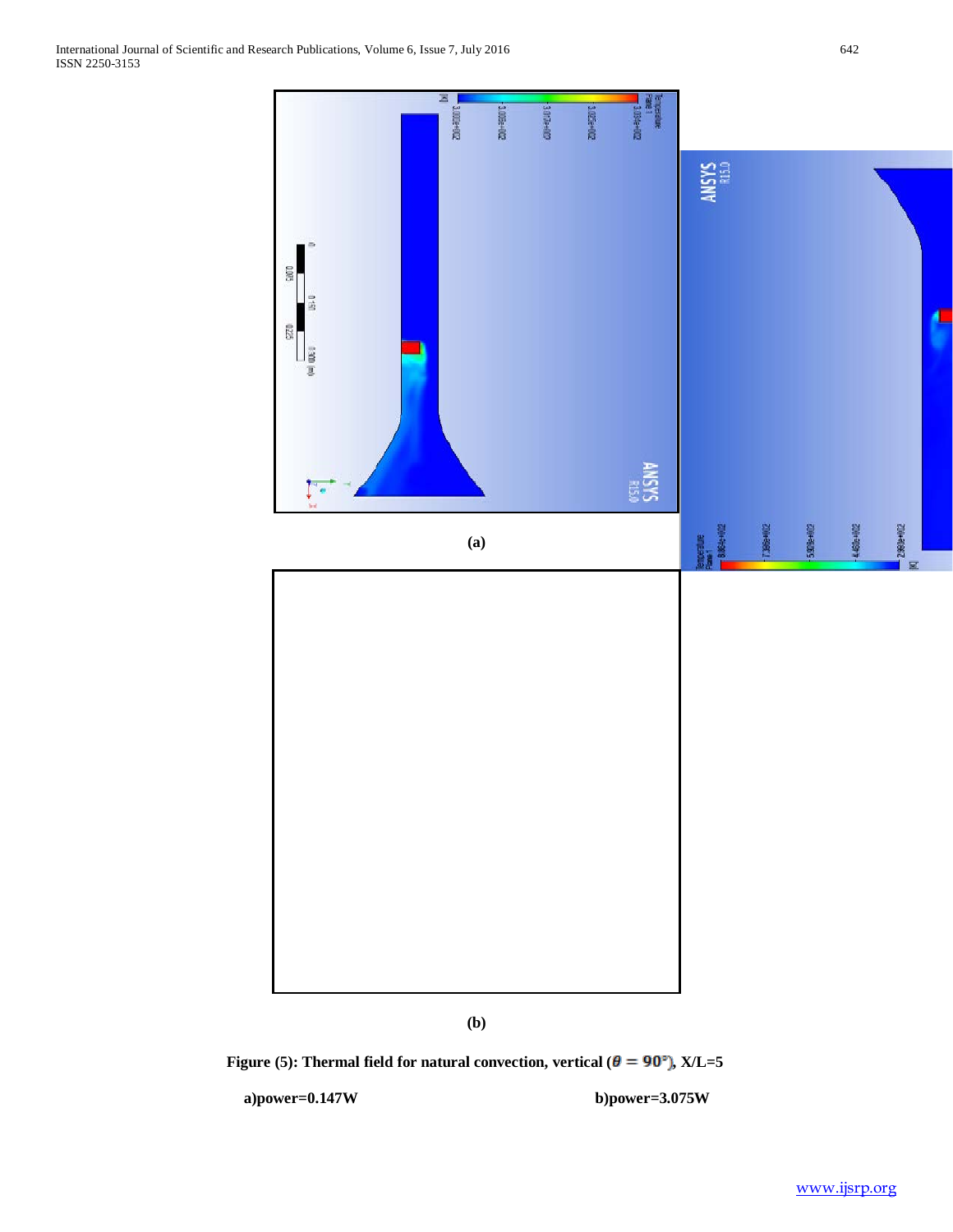(a)

(b)

**Figure (5): Thermal field for natural convection, vertical ($\theta = 90°$), X/L=5**

**a)power=0.147W** **b)power=3.075W**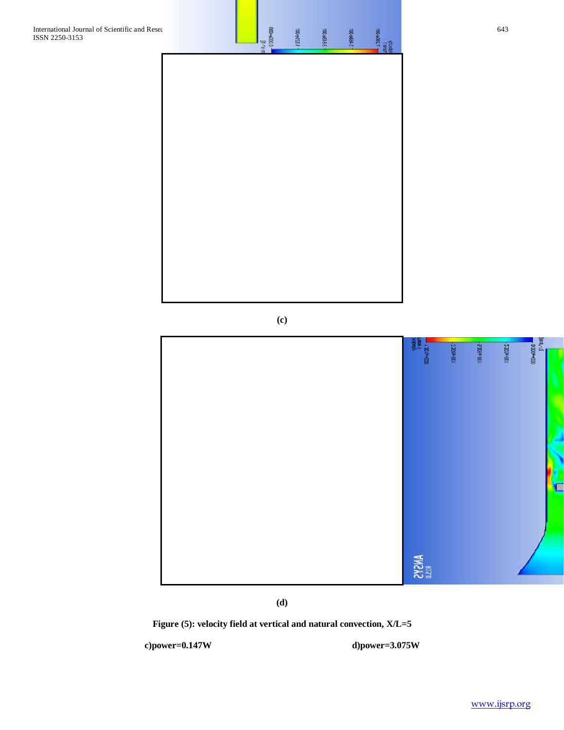(c)

(d)

**Figure (5): velocity field at vertical and natural convection, X/L=5**

**c)power=0.147W** **d)power=3.075W**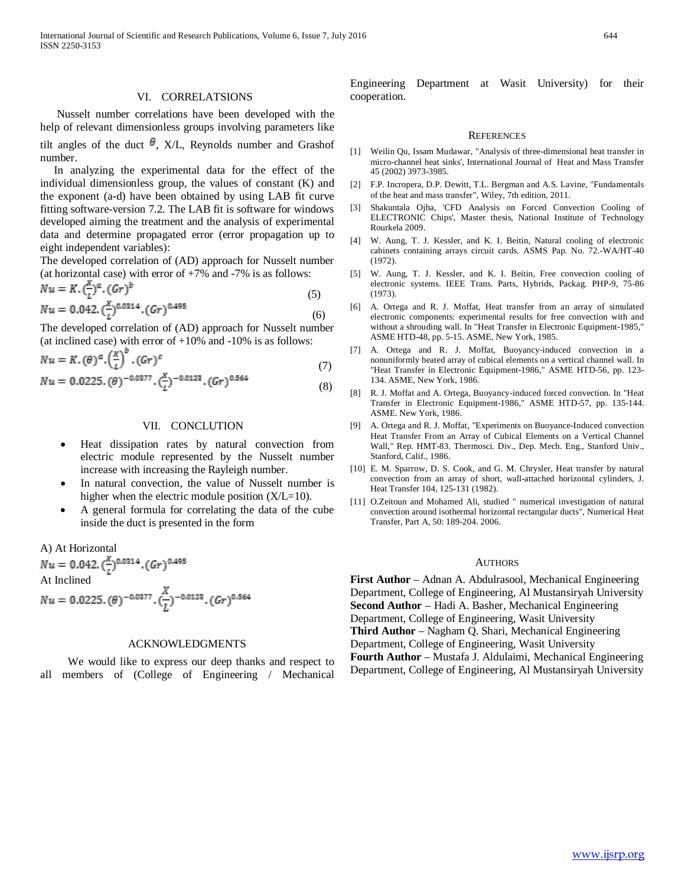## VI. CORRELATSIONS

Nusselt number correlations have been developed with the help of relevant dimensionless groups involving parameters like tilt angles of the duct $\theta$, X/L, Reynolds number and Grashof number.

In analyzing the experimental data for the effect of the individual dimensionless group, the values of constant (K) and the exponent (a-d) have been obtained by using LAB fit curve fitting software-version 7.2. The LAB fit is software for windows developed aiming the treatment and the analysis of experimental data and determine propagated error (error propagation up to eight independent variables):

The developed correlation of (AD) approach for Nusselt number (at horizontal case) with error of +7% and -7% is as follows:

$$Nu = K.(\frac{X}{L})^{a}.(Gr)^{b} \quad (5)$$

$$Nu = 0.042.(\frac{X}{L})^{0.0314}.(Gr)^{0.495} \quad (6)$$

The developed correlation of (AD) approach for Nusselt number (at inclined case) with error of +10% and -10% is as follows:

$$Nu = K.(\theta)^{a}.\left(\frac{X}{L}\right)^{b}.(Gr)^{c} \quad (7)$$

$$Nu = 0.0225.(\theta)^{-0.0377}.(\frac{X}{L})^{-0.0123}.(Gr)^{0.564} \quad (8)$$

## VII. CONCLUTION

- Heat dissipation rates by natural convection from electric module represented by the Nusselt number increase with increasing the Rayleigh number.
- In natural convection, the value of Nusselt number is higher when the electric module position (X/L=10).
- A general formula for correlating the data of the cube inside the duct is presented in the form

A) At Horizontal

$$Nu = 0.042.(\frac{X}{L})^{0.0314}.(Gr)^{0.495}$$

At Inclined

$$Nu = 0.0225.(\theta)^{-0.0377}.(\frac{X}{L})^{-0.0123}.(Gr)^{0.564}$$

## ACKNOWLEDGMENTS

We would like to express our deep thanks and respect to all members of (College of Engineering / Mechanical Engineering Department at Wasit University) for their cooperation.

## REFERENCES

[1] Weilin Qu, Issam Mudawar, "Analysis of three-dimensional heat transfer in micro-channel heat sinks', International Journal of Heat and Mass Transfer 45 (2002) 3973-3985.

[2] F.P. Incropera, D.P. Dewitt, T.L. Bergman and A.S. Lavine, "Fundamentals of the heat and mass transfer", Wiley, 7th edition, 2011.

[3] Shakuntala Ojha, 'CFD Analysis on Forced Convection Cooling of ELECTRONIC Chips', Master thesis, National Institute of Technology Rourkela 2009.

[4] W. Aung, T. J. Kessler, and K. I. Beitin, Natural cooling of electronic cabinets containing arrays circuit cards. ASMS Pap. No. 72.-WA/HT-40 (1972).

[5] W. Aung, T. J. Kessler, and K. I. Beitin, Free convection cooling of electronic systems. IEEE Trans. Parts, Hybrids, Packag. PHP-9, 75-86 (1973).

[6] A. Ortega and R. J. Moffat, Heat transfer from an array of simulated electronic components: experimental results for free convection with and without a shrouding wall. In "Heat Transfer in Electronic Equipment-1985," ASME HTD-48, pp. 5-15. ASME, New York, 1985.

[7] A. Ortega and R. J. Moffat, Buoyancy-induced convection in a nonuniformly heated array of cubical elements on a vertical channel wall. In "Heat Transfer in Electronic Equipment-1986," ASME HTD-56, pp. 123-134. ASME, New York, 1986.

[8] R. J. Moffat and A. Ortega, Buoyancy-induced forced convection. In "Heat Transfer in Electronic Equipment-1986," ASME HTD-57, pp. 135-144. ASME. New York, 1986.

[9] A. Ortega and R. J. Moffat, "Experiments on Buoyance-Induced convection Heat Transfer From an Array of Cubical Elements on a Vertical Channel Wall," Rep. HMT-83. Thermosci. Div., Dep. Mech. Eng., Stanford Univ., Stanford, Calif., 1986.

[10] E. M. Sparrow, D. S. Cook, and G. M. Chrysler, Heat transfer by natural convection from an array of short, wall-attached horizontal cylinders, J. Heat Transfer 104, 125-131 (1982).

[11] O.Zeitoun and Mohamed Ali, studied " numerical investigation of natural convection around isothermal horizontal rectangular ducts", Numerical Heat Transfer, Part A, 50: 189-204. 2006.

## AUTHORS

**First Author** – Adnan A. Abdulrasool, Mechanical Engineering Department, College of Engineering, Al Mustansiryah University

**Second Author** – Hadi A. Basher, Mechanical Engineering Department, College of Engineering, Wasit University

**Third Author** – Nagham Q. Shari, Mechanical Engineering Department, College of Engineering, Wasit University

**Fourth Author** – Mustafa J. Aldulaimi, Mechanical Engineering Department, College of Engineering, Al Mustansiryah University